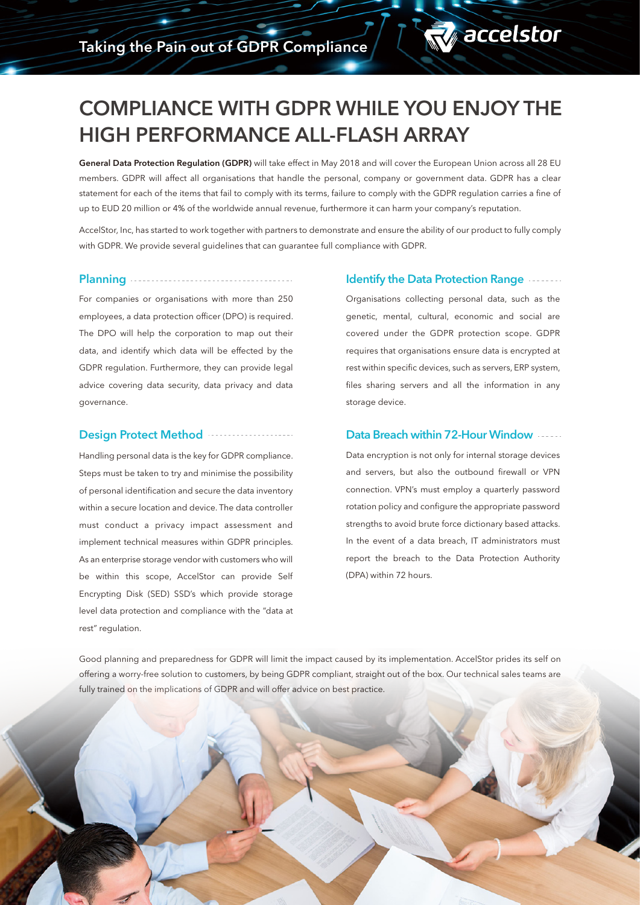Taking the Pain out of GDPR Compliance

accelstor

# COMPLIANCE WITH GDPR WHILE YOU ENJOY THE HIGH PERFORMANCE ALL-FLASH ARRAY

**General Data Protection Regulation (GDPR)** will take effect in May 2018 and will cover the European Union across all 28 EU members. GDPR will affect all organisations that handle the personal, company or government data. GDPR has a clear statement for each of the items that fail to comply with its terms, failure to comply with the GDPR regulation carries a fine of up to EUD 20 million or 4% of the worldwide annual revenue, furthermore it can harm your company's reputation.

AccelStor, Inc, has started to work together with partners to demonstrate and ensure the ability of our product to fully comply with GDPR. We provide several guidelines that can guarantee full compliance with GDPR.

## Planning

For companies or organisations with more than 250 employees, a data protection officer (DPO) is required. The DPO will help the corporation to map out their data, and identify which data will be effected by the GDPR regulation. Furthermore, they can provide legal advice covering data security, data privacy and data governance.

## Design Protect Method

Handling personal data is the key for GDPR compliance. Steps must be taken to try and minimise the possibility of personal identification and secure the data inventory within a secure location and device. The data controller must conduct a privacy impact assessment and implement technical measures within GDPR principles. As an enterprise storage vendor with customers who will be within this scope, AccelStor can provide Self Encrypting Disk (SED) SSD's which provide storage level data protection and compliance with the "data at rest" regulation.

## Identify the Data Protection Range

Organisations collecting personal data, such as the genetic, mental, cultural, economic and social are covered under the GDPR protection scope. GDPR requires that organisations ensure data is encrypted at rest within specific devices, such as servers, ERP system, files sharing servers and all the information in any storage device.

## Data Breach within 72-Hour Window

Data encryption is not only for internal storage devices and servers, but also the outbound firewall or VPN connection. VPN's must employ a quarterly password rotation policy and configure the appropriate password strengths to avoid brute force dictionary based attacks. In the event of a data breach, IT administrators must report the breach to the Data Protection Authority (DPA) within 72 hours.

Good planning and preparedness for GDPR will limit the impact caused by its implementation. AccelStor prides its self on offering a worry-free solution to customers, by being GDPR compliant, straight out of the box. Our technical sales teams are fully trained on the implications of GDPR and will offer advice on best practice.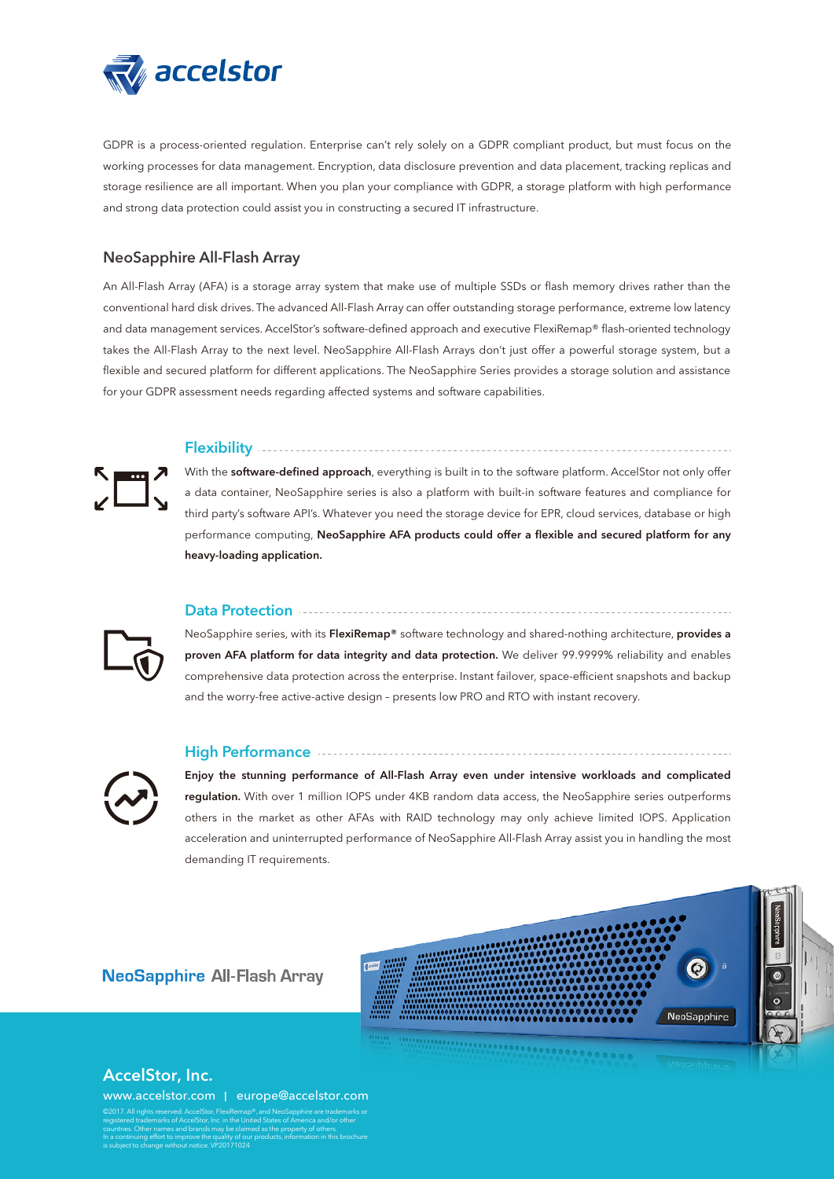GDPR is a process-oriented regulation. Enterprise can't rely solely on a GDPR compliant product, but must focus on the working processes for data management. Encryption, data disclosure prevention and data placement, tracking replicas and storage resilience are all important. When you plan your compliance with GDPR, a storage platform with high performance and strong data protection could assist you in constructing a secured IT infrastructure.

## NeoSapphire All-Flash Array

An All-Flash Array (AFA) is a storage array system that make use of multiple SSDs or flash memory drives rather than the conventional hard disk drives. The advanced All-Flash Array can offer outstanding storage performance, extreme low latency and data management services. AccelStor's software-defined approach and executive FlexiRemap® flash-oriented technology takes the All-Flash Array to the next level. NeoSapphire All-Flash Arrays don't just offer a powerful storage system, but a flexible and secured platform for different applications. The NeoSapphire Series provides a storage solution and assistance for your GDPR assessment needs regarding affected systems and software capabilities.

### Flexibility

With the **software-defined approach**, everything is built in to the software platform. AccelStor not only offer a data container, NeoSapphire series is also a platform with built-in software features and compliance for third party's software API's. Whatever you need the storage device for EPR, cloud services, database or high performance computing, **NeoSapphire AFA products could offer a flexible and secured platform for any heavy-loading application.**

### Data Protection

NeoSapphire series, with its **FlexiRemap®** software technology and shared-nothing architecture, **provides a proven AFA platform for data integrity and data protection.** We deliver 99.9999% reliability and enables comprehensive data protection across the enterprise. Instant failover, space-efficient snapshots and backup and the worry-free active-active design – presents low PRO and RTO with instant recovery.

### High Performance

**Enjoy the stunning performance of All-Flash Array even under intensive workloads and complicated regulation.** With over 1 million IOPS under 4KB random data access, the NeoSapphire series outperforms others in the market as other AFAs with RAID technology may only achieve limited IOPS. Application acceleration and uninterrupted performance of NeoSapphire All-Flash Array assist you in handling the most demanding IT requirements.

**NeoSapphire All-Flash Array**

## AccelStor, Inc.

www.accelstor.com | europe@accelstor.com

©2017. All rights reserved. AccelStor, FlexiRemap®, and NeoSapphire are trademarks or registered trademarks of AccelStor, Inc. in the United States of America and/or other countries. Other names and brands may be claimed as the property of others. In a continuing effort to improve the quality of our products, information in this brochure is subject to change without notice. VP20171024